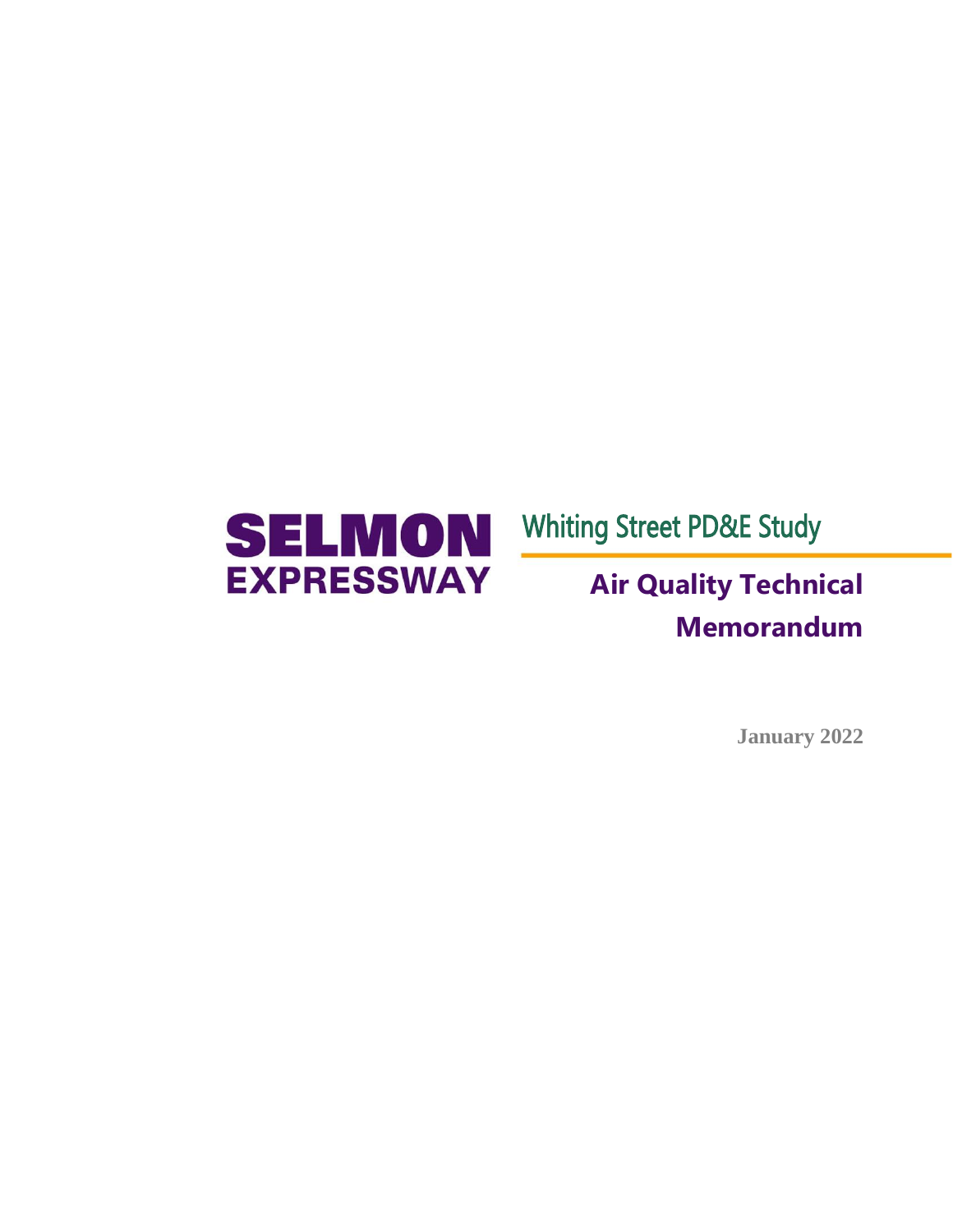**SELMON EXPRESSWAY**

# Whiting Street PD&E Study

## Air Quality Technical Memorandum

January 2022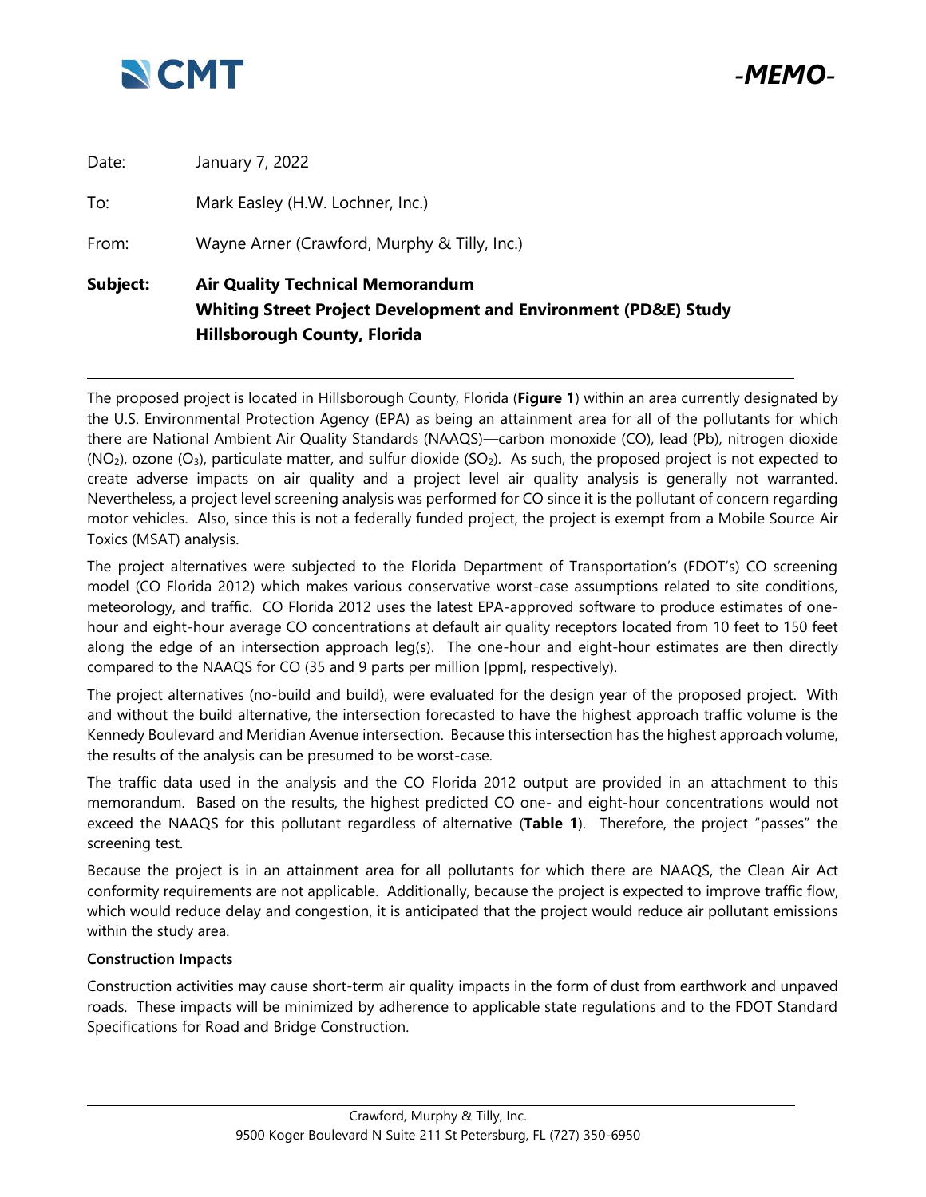**-MEMO-**

Date: January 7, 2022

To: Mark Easley (H.W. Lochner, Inc.)

From: Wayne Arner (Crawford, Murphy & Tilly, Inc.)

**Subject: Air Quality Technical Memorandum**
**Whiting Street Project Development and Environment (PD&E) Study**
**Hillsborough County, Florida**

---

The proposed project is located in Hillsborough County, Florida (**Figure 1**) within an area currently designated by the U.S. Environmental Protection Agency (EPA) as being an attainment area for all of the pollutants for which there are National Ambient Air Quality Standards (NAAQS)—carbon monoxide (CO), lead (Pb), nitrogen dioxide ($NO_2$), ozone ($O_3$), particulate matter, and sulfur dioxide ($SO_2$). As such, the proposed project is not expected to create adverse impacts on air quality and a project level air quality analysis is generally not warranted. Nevertheless, a project level screening analysis was performed for CO since it is the pollutant of concern regarding motor vehicles. Also, since this is not a federally funded project, the project is exempt from a Mobile Source Air Toxics (MSAT) analysis.

The project alternatives were subjected to the Florida Department of Transportation's (FDOT's) CO screening model (CO Florida 2012) which makes various conservative worst-case assumptions related to site conditions, meteorology, and traffic. CO Florida 2012 uses the latest EPA-approved software to produce estimates of one-hour and eight-hour average CO concentrations at default air quality receptors located from 10 feet to 150 feet along the edge of an intersection approach leg(s). The one-hour and eight-hour estimates are then directly compared to the NAAQS for CO (35 and 9 parts per million [ppm], respectively).

The project alternatives (no-build and build), were evaluated for the design year of the proposed project. With and without the build alternative, the intersection forecasted to have the highest approach traffic volume is the Kennedy Boulevard and Meridian Avenue intersection. Because this intersection has the highest approach volume, the results of the analysis can be presumed to be worst-case.

The traffic data used in the analysis and the CO Florida 2012 output are provided in an attachment to this memorandum. Based on the results, the highest predicted CO one- and eight-hour concentrations would not exceed the NAAQS for this pollutant regardless of alternative (**Table 1**). Therefore, the project "passes" the screening test.

Because the project is in an attainment area for all pollutants for which there are NAAQS, the Clean Air Act conformity requirements are not applicable. Additionally, because the project is expected to improve traffic flow, which would reduce delay and congestion, it is anticipated that the project would reduce air pollutant emissions within the study area.

**Construction Impacts**

Construction activities may cause short-term air quality impacts in the form of dust from earthwork and unpaved roads. These impacts will be minimized by adherence to applicable state regulations and to the FDOT Standard Specifications for Road and Bridge Construction.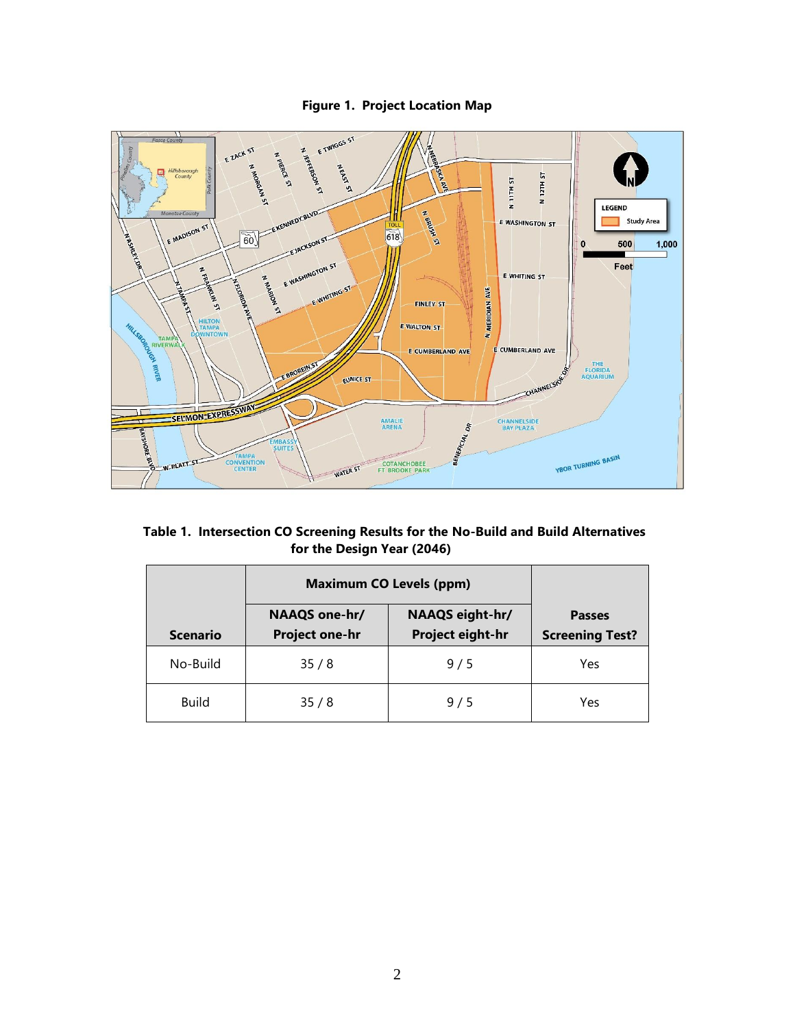**Figure 1. Project Location Map**

**Table 1. Intersection CO Screening Results for the No-Build and Build Alternatives for the Design Year (2046)**

| Scenario | Maximum CO Levels (ppm) | | Passes Screening Test? |
|---|---|---|---|
| | NAAQS one-hr/ Project one-hr | NAAQS eight-hr/ Project eight-hr | |
| No-Build | 35 / 8 | 9 / 5 | Yes |
| Build | 35 / 8 | 9 / 5 | Yes |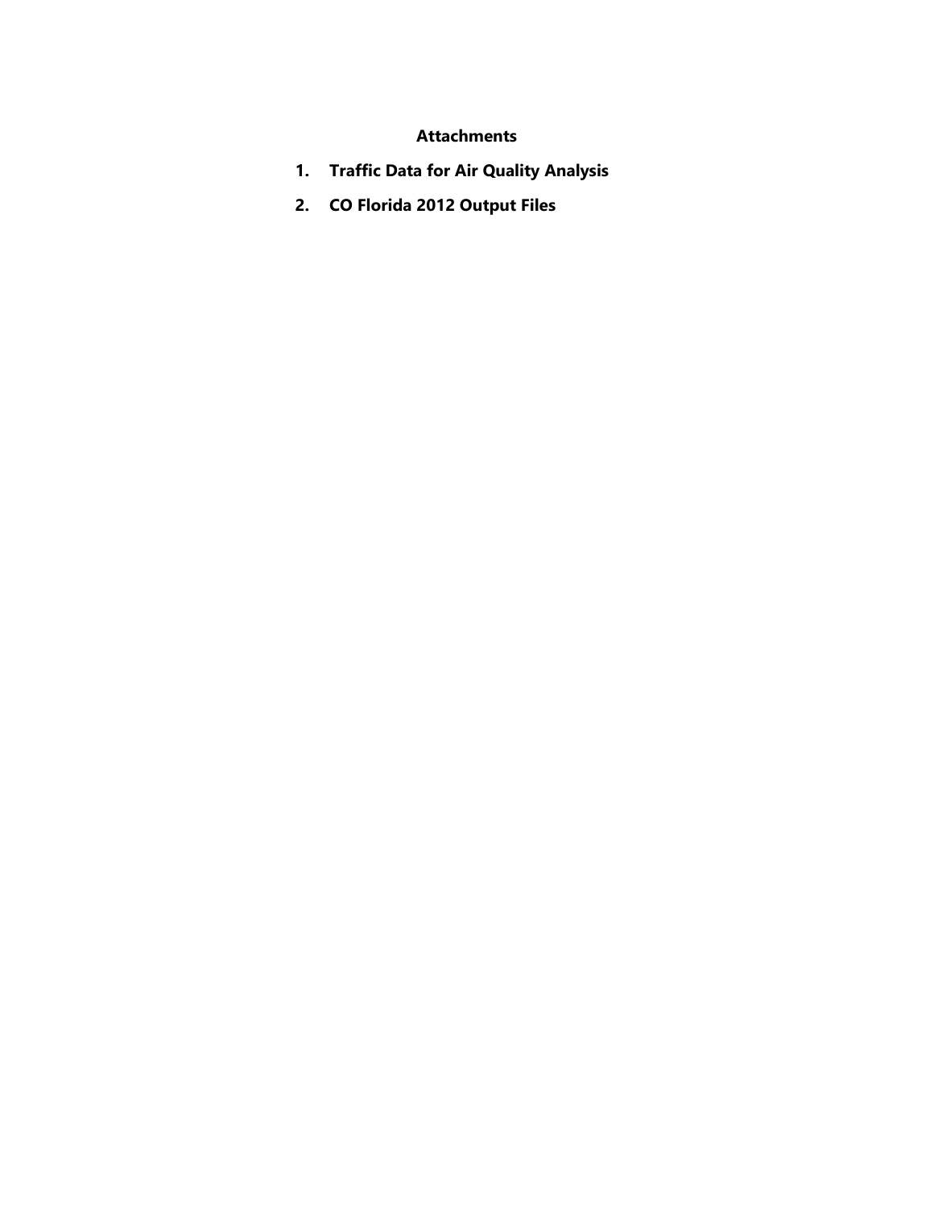## Attachments

1. **Traffic Data for Air Quality Analysis**
2. **CO Florida 2012 Output Files**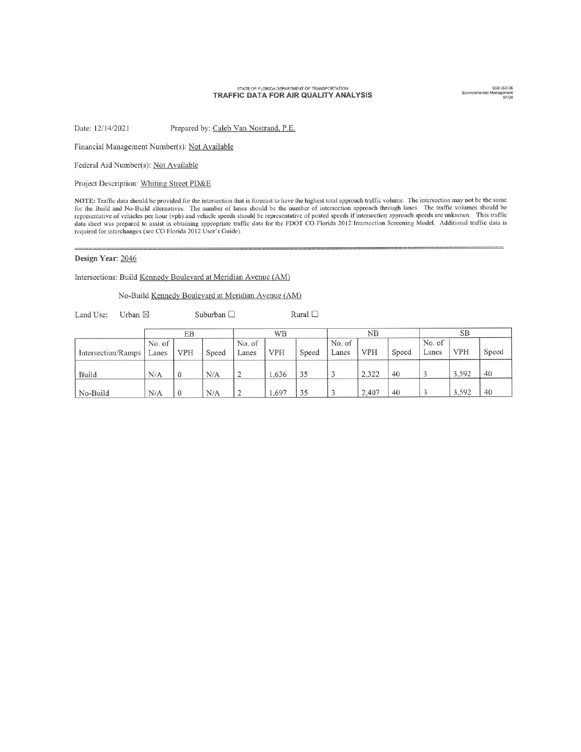STATE OF FLORIDA DEPARTMENT OF TRANSPORTATION

# TRAFFIC DATA FOR AIR QUALITY ANALYSIS

650-050-36
Environmental Management
07/20

Date: 12/14/2021 Prepared by: Caleb Van Nostrand, P.E.

Financial Management Number(s): Not Available

Federal Aid Number(s): Not Available

Project Description: Whiting Street PD&E

**NOTE:** Traffic data should be provided for the intersection that is forecast to have the highest total approach traffic volume. The intersection may not be the same for the Build and No-Build alternatives. The number of lanes should be the number of intersection approach through lanes. The traffic volumes should be representative of vehicles per hour (vph) and vehicle speeds should be representative of posted speeds if intersection approach speeds are unknown. This traffic data sheet was prepared to assist in obtaining appropriate traffic data for the FDOT CO Florida 2012 Intersection Screening Model. Additional traffic data is required for interchanges (see CO Florida 2012 User's Guide).

---

**Design Year:** 2046

Intersections: Build Kennedy Boulevard at Meridian Avenue (AM)

No-Build Kennedy Boulevard at Meridian Avenue (AM)

Land Use: Urban ☒ Suburban ☐ Rural ☐

| | EB | | | WB | | | NB | | | SB | | |
|---|---|---|---|---|---|---|---|---|---|---|---|---|
| Intersection/Ramps | No. of Lanes | VPH | Speed | No. of Lanes | VPH | Speed | No. of Lanes | VPH | Speed | No. of Lanes | VPH | Speed |
| Build | N/A | 0 | N/A | 2 | 1,636 | 35 | 3 | 2,322 | 40 | 3 | 3,592 | 40 |
| No-Build | N/A | 0 | N/A | 2 | 1,697 | 35 | 3 | 2,407 | 40 | 3 | 3,592 | 40 |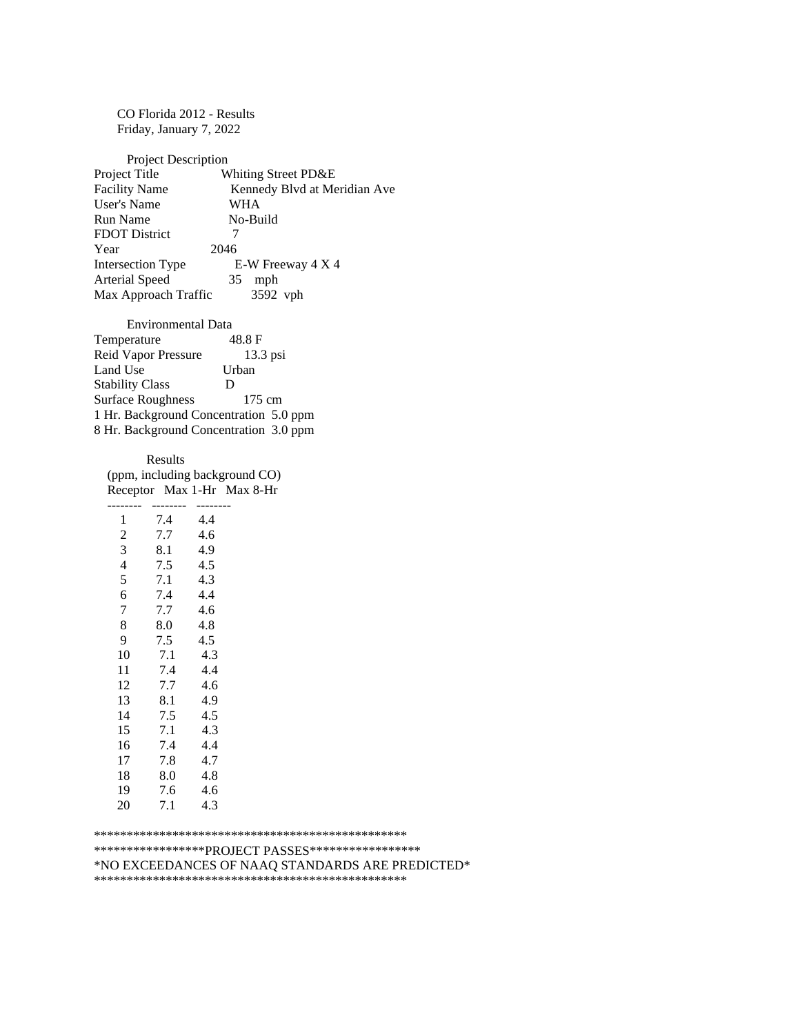CO Florida 2012 - Results
Friday, January 7, 2022

Project Description

| | |
|---|---|
| Project Title | Whiting Street PD&E |
| Facility Name | Kennedy Blvd at Meridian Ave |
| User's Name | WHA |
| Run Name | No-Build |
| FDOT District | 7 |
| Year | 2046 |
| Intersection Type | E-W Freeway 4 X 4 |
| Arterial Speed | 35 mph |
| Max Approach Traffic | 3592 vph |

Environmental Data

| | |
|---|---|
| Temperature | 48.8 F |
| Reid Vapor Pressure | 13.3 psi |
| Land Use | Urban |
| Stability Class | D |
| Surface Roughness | 175 cm |
| 1 Hr. Background Concentration | 5.0 ppm |
| 8 Hr. Background Concentration | 3.0 ppm |

Results
(ppm, including background CO)

| Receptor | Max 1-Hr | Max 8-Hr |
|---|---|---|
| 1 | 7.4 | 4.4 |
| 2 | 7.7 | 4.6 |
| 3 | 8.1 | 4.9 |
| 4 | 7.5 | 4.5 |
| 5 | 7.1 | 4.3 |
| 6 | 7.4 | 4.4 |
| 7 | 7.7 | 4.6 |
| 8 | 8.0 | 4.8 |
| 9 | 7.5 | 4.5 |
| 10 | 7.1 | 4.3 |
| 11 | 7.4 | 4.4 |
| 12 | 7.7 | 4.6 |
| 13 | 8.1 | 4.9 |
| 14 | 7.5 | 4.5 |
| 15 | 7.1 | 4.3 |
| 16 | 7.4 | 4.4 |
| 17 | 7.8 | 4.7 |
| 18 | 8.0 | 4.8 |
| 19 | 7.6 | 4.6 |
| 20 | 7.1 | 4.3 |

```
************************************************
*****************PROJECT PASSES*****************
*NO EXCEEDANCES OF NAAQ STANDARDS ARE PREDICTED*
************************************************
```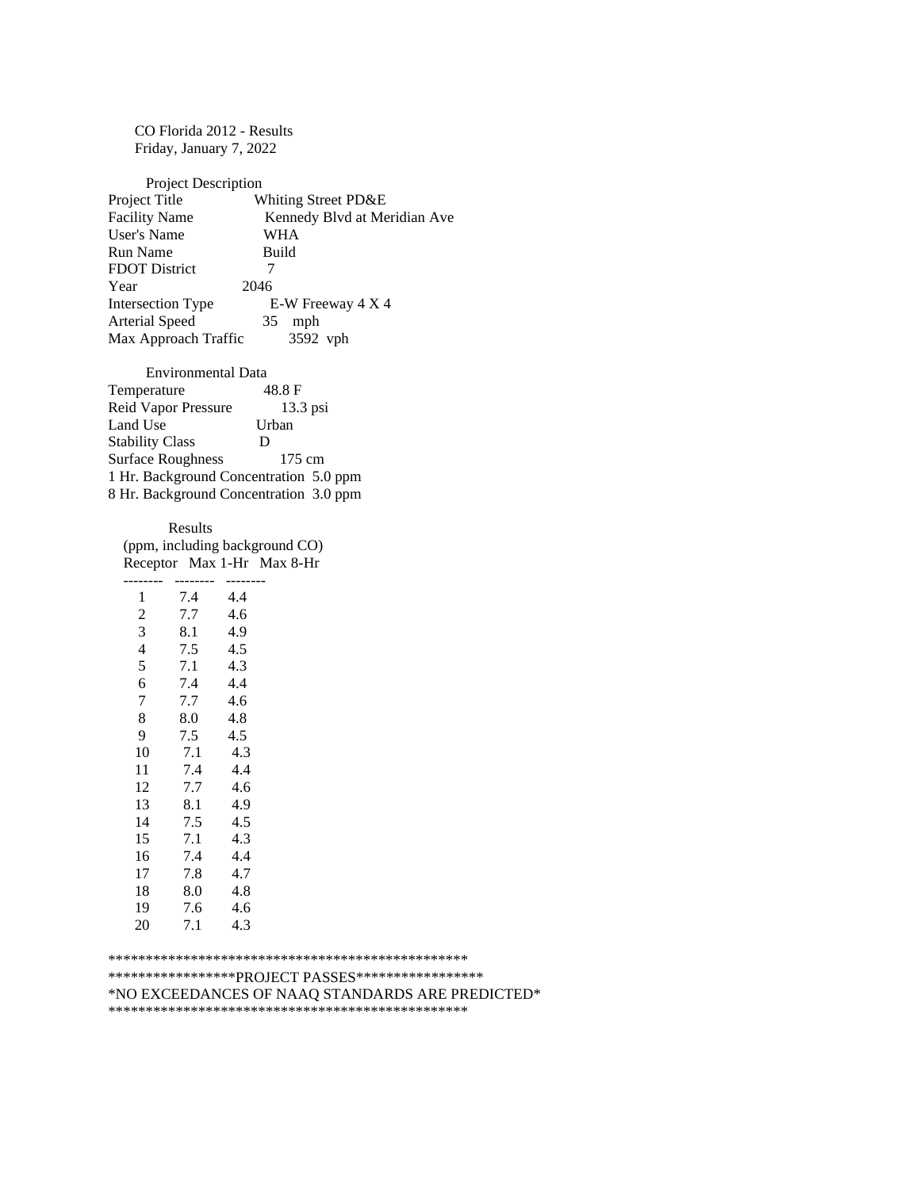CO Florida 2012 - Results
Friday, January 7, 2022

## Project Description

| | |
|---|---|
| Project Title | Whiting Street PD&E |
| Facility Name | Kennedy Blvd at Meridian Ave |
| User's Name | WHA |
| Run Name | Build |
| FDOT District | 7 |
| Year | 2046 |
| Intersection Type | E-W Freeway 4 X 4 |
| Arterial Speed | 35 mph |
| Max Approach Traffic | 3592 vph |

## Environmental Data

| | |
|---|---|
| Temperature | 48.8 F |
| Reid Vapor Pressure | 13.3 psi |
| Land Use | Urban |
| Stability Class | D |
| Surface Roughness | 175 cm |
| 1 Hr. Background Concentration | 5.0 ppm |
| 8 Hr. Background Concentration | 3.0 ppm |

## Results

(ppm, including background CO)

| Receptor | Max 1-Hr | Max 8-Hr |
|---|---|---|
| 1 | 7.4 | 4.4 |
| 2 | 7.7 | 4.6 |
| 3 | 8.1 | 4.9 |
| 4 | 7.5 | 4.5 |
| 5 | 7.1 | 4.3 |
| 6 | 7.4 | 4.4 |
| 7 | 7.7 | 4.6 |
| 8 | 8.0 | 4.8 |
| 9 | 7.5 | 4.5 |
| 10 | 7.1 | 4.3 |
| 11 | 7.4 | 4.4 |
| 12 | 7.7 | 4.6 |
| 13 | 8.1 | 4.9 |
| 14 | 7.5 | 4.5 |
| 15 | 7.1 | 4.3 |
| 16 | 7.4 | 4.4 |
| 17 | 7.8 | 4.7 |
| 18 | 8.0 | 4.8 |
| 19 | 7.6 | 4.6 |
| 20 | 7.1 | 4.3 |

```
*************************************************
*****************PROJECT PASSES*****************
*NO EXCEEDANCES OF NAAQ STANDARDS ARE PREDICTED*
*************************************************
```